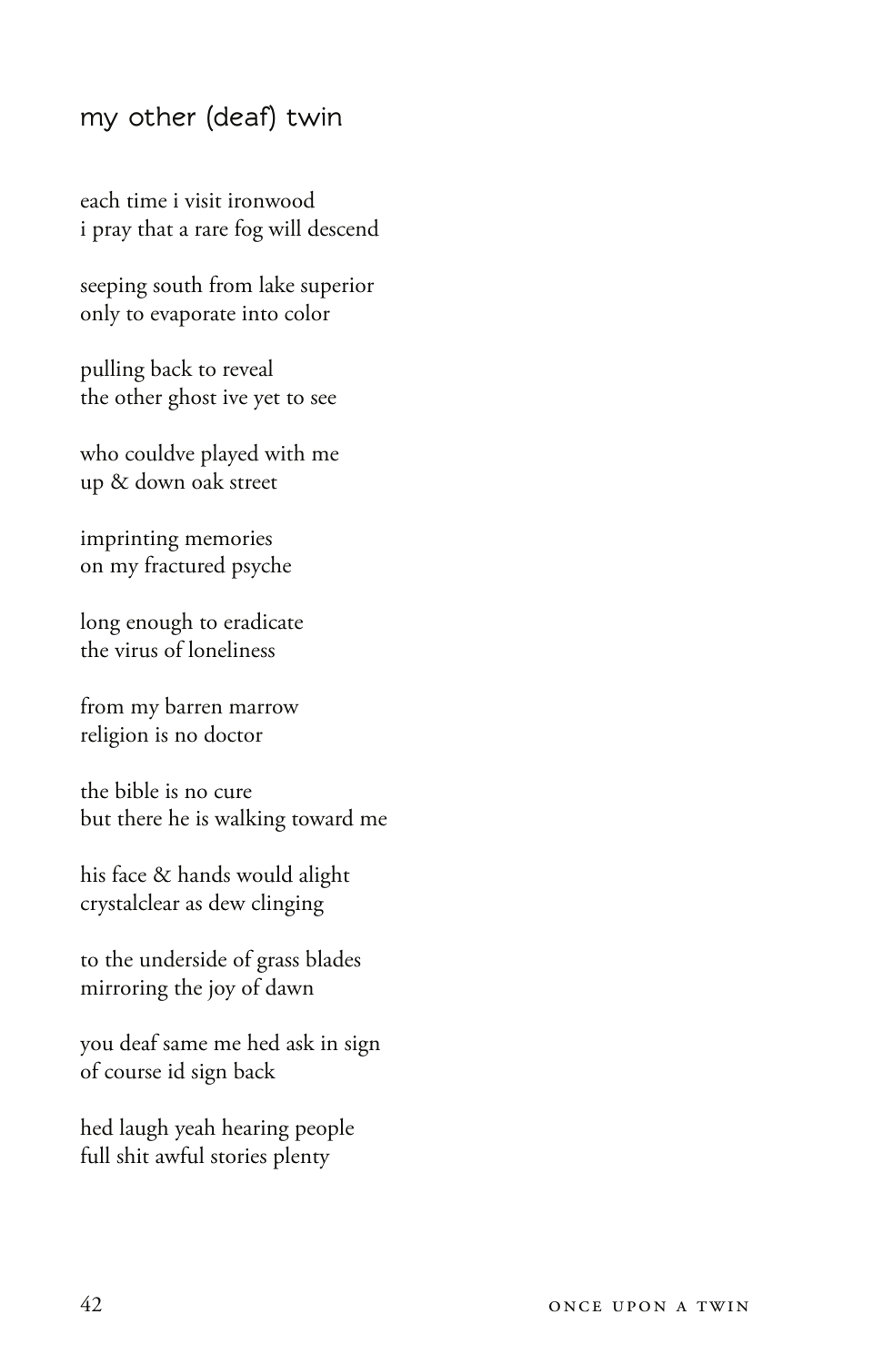## my other (deaf) twin

each time i visit ironwood  
i pray that a rare fog will descend

seeping south from lake superior  
only to evaporate into color

pulling back to reveal  
the other ghost ive yet to see

who couldve played with me  
up & down oak street

imprinting memories  
on my fractured psyche

long enough to eradicate  
the virus of loneliness

from my barren marrow  
religion is no doctor

the bible is no cure  
but there he is walking toward me

his face & hands would alight  
crystalclear as dew clinging

to the underside of grass blades  
mirroring the joy of dawn

you deaf same me hed ask in sign  
of course id sign back

hed laugh yeah hearing people  
full shit awful stories plenty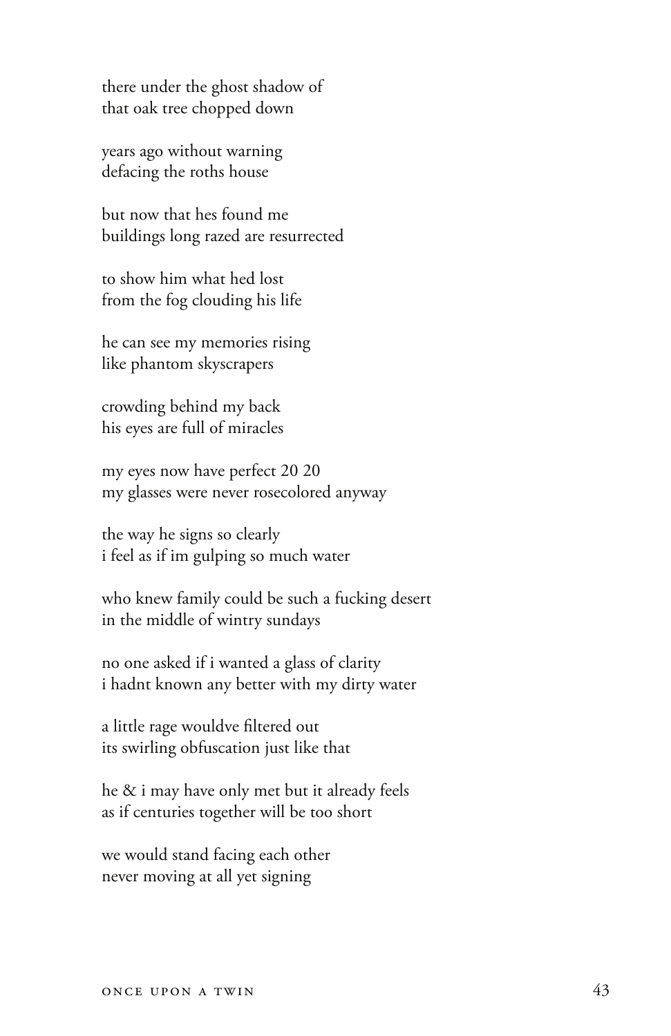there under the ghost shadow of
that oak tree chopped down

years ago without warning
defacing the roths house

but now that hes found me
buildings long razed are resurrected

to show him what hed lost
from the fog clouding his life

he can see my memories rising
like phantom skyscrapers

crowding behind my back
his eyes are full of miracles

my eyes now have perfect 20 20
my glasses were never rosecolored anyway

the way he signs so clearly
i feel as if im gulping so much water

who knew family could be such a fucking desert
in the middle of wintry sundays

no one asked if i wanted a glass of clarity
i hadnt known any better with my dirty water

a little rage wouldve filtered out
its swirling obfuscation just like that

he & i may have only met but it already feels
as if centuries together will be too short

we would stand facing each other
never moving at all yet signing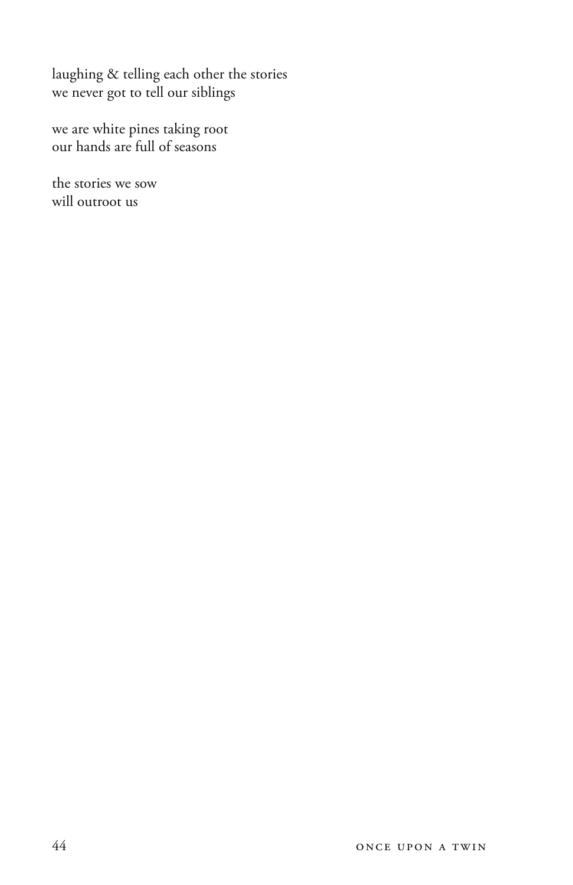laughing & telling each other the stories
we never got to tell our siblings

we are white pines taking root
our hands are full of seasons

the stories we sow
will outroot us